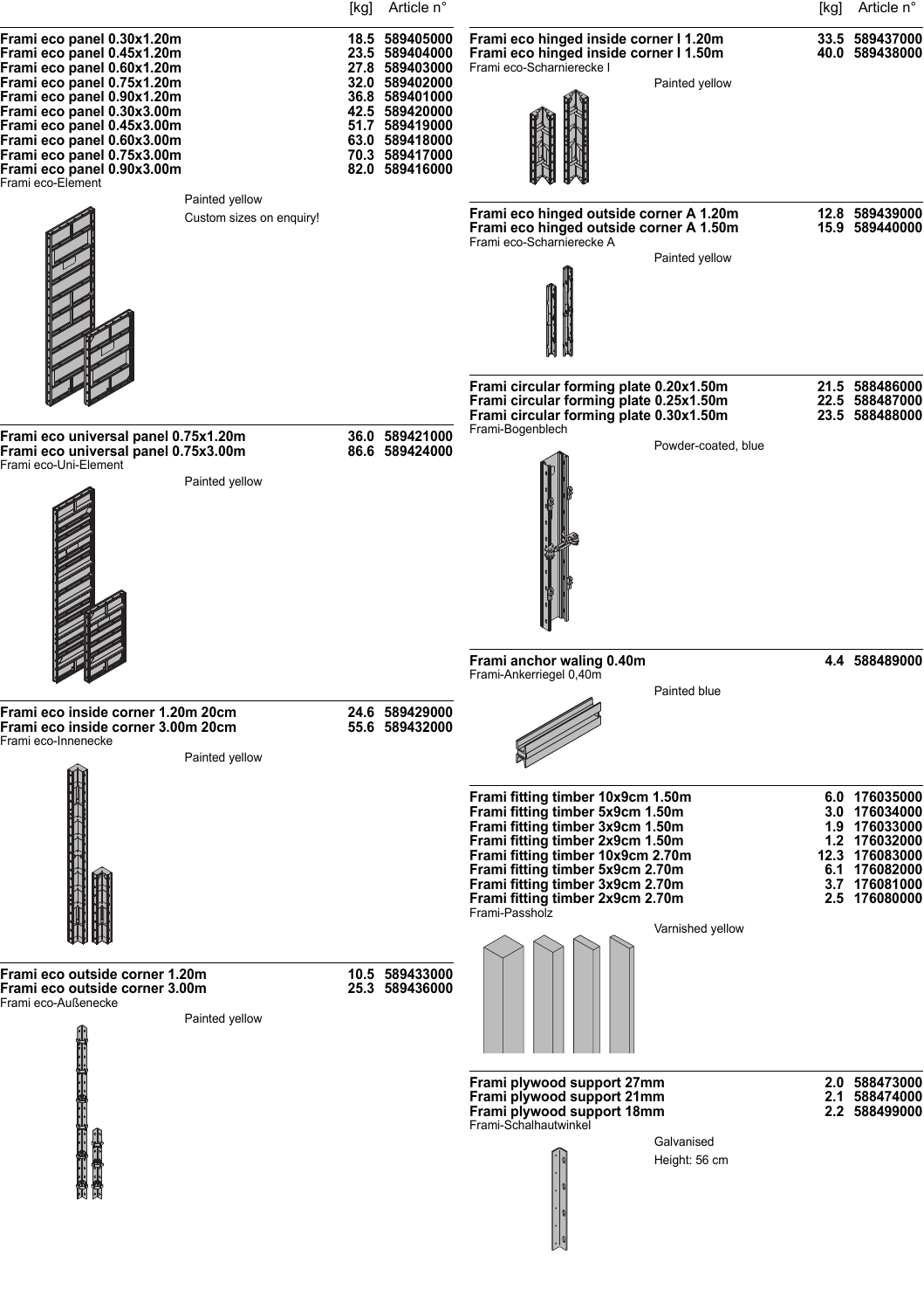| | [kg] | Article n° |
|---|---|---|
| **Frami eco panel 0.30x1.20m** | **18.5** | **589405000** |
| **Frami eco panel 0.45x1.20m** | **23.5** | **589404000** |
| **Frami eco panel 0.60x1.20m** | **27.8** | **589403000** |
| **Frami eco panel 0.75x1.20m** | **32.0** | **589402000** |
| **Frami eco panel 0.90x1.20m** | **36.8** | **589401000** |
| **Frami eco panel 0.30x3.00m** | **42.5** | **589420000** |
| **Frami eco panel 0.45x3.00m** | **51.7** | **589419000** |
| **Frami eco panel 0.60x3.00m** | **63.0** | **589418000** |
| **Frami eco panel 0.75x3.00m** | **70.3** | **589417000** |
| **Frami eco panel 0.90x3.00m** | **82.0** | **589416000** |

Frami eco-Element

Painted yellow

Custom sizes on enquiry!

| | [kg] | Article n° |
|---|---|---|
| **Frami eco universal panel 0.75x1.20m** | **36.0** | **589421000** |
| **Frami eco universal panel 0.75x3.00m** | **86.6** | **589424000** |

Frami eco-Uni-Element

Painted yellow

| | [kg] | Article n° |
|---|---|---|
| **Frami eco inside corner 1.20m 20cm** | **24.6** | **589429000** |
| **Frami eco inside corner 3.00m 20cm** | **55.6** | **589432000** |

Frami eco-Innenecke

Painted yellow

| | [kg] | Article n° |
|---|---|---|
| **Frami eco outside corner 1.20m** | **10.5** | **589433000** |
| **Frami eco outside corner 3.00m** | **25.3** | **589436000** |

Frami eco-Außenecke

Painted yellow

| | [kg] | Article n° |
|---|---|---|
| **Frami eco hinged inside corner I 1.20m** | **33.5** | **589437000** |
| **Frami eco hinged inside corner I 1.50m** | **40.0** | **589438000** |

Frami eco-Scharnierecke I

Painted yellow

| | [kg] | Article n° |
|---|---|---|
| **Frami eco hinged outside corner A 1.20m** | **12.8** | **589439000** |
| **Frami eco hinged outside corner A 1.50m** | **15.9** | **589440000** |

Frami eco-Scharnierecke A

Painted yellow

| | [kg] | Article n° |
|---|---|---|
| **Frami circular forming plate 0.20x1.50m** | **21.5** | **588486000** |
| **Frami circular forming plate 0.25x1.50m** | **22.5** | **588487000** |
| **Frami circular forming plate 0.30x1.50m** | **23.5** | **588488000** |

Frami-Bogenblech

Powder-coated, blue

| | [kg] | Article n° |
|---|---|---|
| **Frami anchor waling 0.40m** | **4.4** | **588489000** |

Frami-Ankerriegel 0,40m

Painted blue

| | [kg] | Article n° |
|---|---|---|
| **Frami fitting timber 10x9cm 1.50m** | **6.0** | **176035000** |
| **Frami fitting timber 5x9cm 1.50m** | **3.0** | **176034000** |
| **Frami fitting timber 3x9cm 1.50m** | **1.9** | **176033000** |
| **Frami fitting timber 2x9cm 1.50m** | **1.2** | **176032000** |
| **Frami fitting timber 10x9cm 2.70m** | **12.3** | **176083000** |
| **Frami fitting timber 5x9cm 2.70m** | **6.1** | **176082000** |
| **Frami fitting timber 3x9cm 2.70m** | **3.7** | **176081000** |
| **Frami fitting timber 2x9cm 2.70m** | **2.5** | **176080000** |

Frami-Passholz

Varnished yellow

| | [kg] | Article n° |
|---|---|---|
| **Frami plywood support 27mm** | **2.0** | **588473000** |
| **Frami plywood support 21mm** | **2.1** | **588474000** |
| **Frami plywood support 18mm** | **2.2** | **588499000** |

Frami-Schalhautwinkel

Galvanised

Height: 56 cm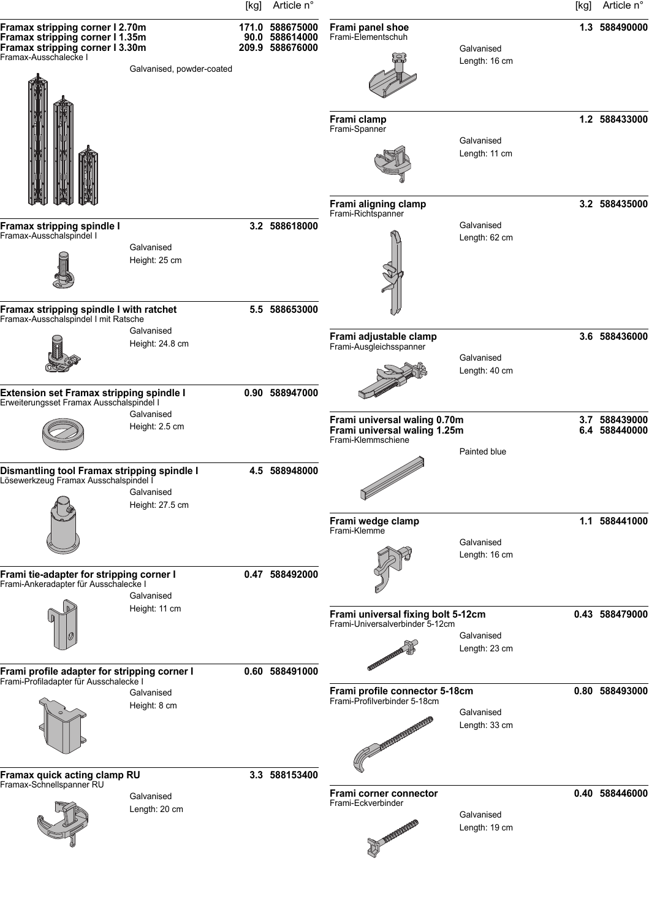| | [kg] | Article n° |
|---|---|---|
| **Framax stripping corner I 2.70m** | **171.0** | **588675000** |
| **Framax stripping corner I 1.35m** | **90.0** | **588614000** |
| **Framax stripping corner I 3.30m** | **209.9** | **588676000** |

Framax-Ausschalecke I

Galvanised, powder-coated

| | [kg] | Article n° |
|---|---|---|
| **Framax stripping spindle I** | **3.2** | **588618000** |

Framax-Ausschalspindel I

Galvanised
Height: 25 cm

| | [kg] | Article n° |
|---|---|---|
| **Framax stripping spindle I with ratchet** | **5.5** | **588653000** |

Framax-Ausschalspindel I mit Ratsche

Galvanised
Height: 24.8 cm

| | [kg] | Article n° |
|---|---|---|
| **Extension set Framax stripping spindle I** | **0.90** | **588947000** |

Erweiterungsset Framax Ausschalspindel I

Galvanised
Height: 2.5 cm

| | [kg] | Article n° |
|---|---|---|
| **Dismantling tool Framax stripping spindle I** | **4.5** | **588948000** |

Lösewerkzeug Framax Ausschalspindel I

Galvanised
Height: 27.5 cm

| | [kg] | Article n° |
|---|---|---|
| **Frami tie-adapter for stripping corner I** | **0.47** | **588492000** |

Frami-Ankeradapter für Ausschalecke I

Galvanised
Height: 11 cm

| | [kg] | Article n° |
|---|---|---|
| **Frami profile adapter for stripping corner I** | **0.60** | **588491000** |

Frami-Profiladapter für Ausschalecke I

Galvanised
Height: 8 cm

| | [kg] | Article n° |
|---|---|---|
| **Framax quick acting clamp RU** | **3.3** | **588153400** |

Framax-Schnellspanner RU

Galvanised
Length: 20 cm

| | [kg] | Article n° |
|---|---|---|
| **Frami panel shoe** | **1.3** | **588490000** |

Frami-Elementschuh

Galvanised
Length: 16 cm

| | [kg] | Article n° |
|---|---|---|
| **Frami clamp** | **1.2** | **588433000** |

Frami-Spanner

Galvanised
Length: 11 cm

| | [kg] | Article n° |
|---|---|---|
| **Frami aligning clamp** | **3.2** | **588435000** |

Frami-Richtspanner

Galvanised
Length: 62 cm

| | [kg] | Article n° |
|---|---|---|
| **Frami adjustable clamp** | **3.6** | **588436000** |

Frami-Ausgleichsspanner

Galvanised
Length: 40 cm

| | [kg] | Article n° |
|---|---|---|
| **Frami universal waling 0.70m** | **3.7** | **588439000** |
| **Frami universal waling 1.25m** | **6.4** | **588440000** |

Frami-Klemmschiene

Painted blue

| | [kg] | Article n° |
|---|---|---|
| **Frami wedge clamp** | **1.1** | **588441000** |

Frami-Klemme

Galvanised
Length: 16 cm

| | [kg] | Article n° |
|---|---|---|
| **Frami universal fixing bolt 5-12cm** | **0.43** | **588479000** |

Frami-Universalverbinder 5-12cm

Galvanised
Length: 23 cm

| | [kg] | Article n° |
|---|---|---|
| **Frami profile connector 5-18cm** | **0.80** | **588493000** |

Frami-Profilverbinder 5-18cm

Galvanised
Length: 33 cm

| | [kg] | Article n° |
|---|---|---|
| **Frami corner connector** | **0.40** | **588446000** |

Frami-Eckverbinder

Galvanised
Length: 19 cm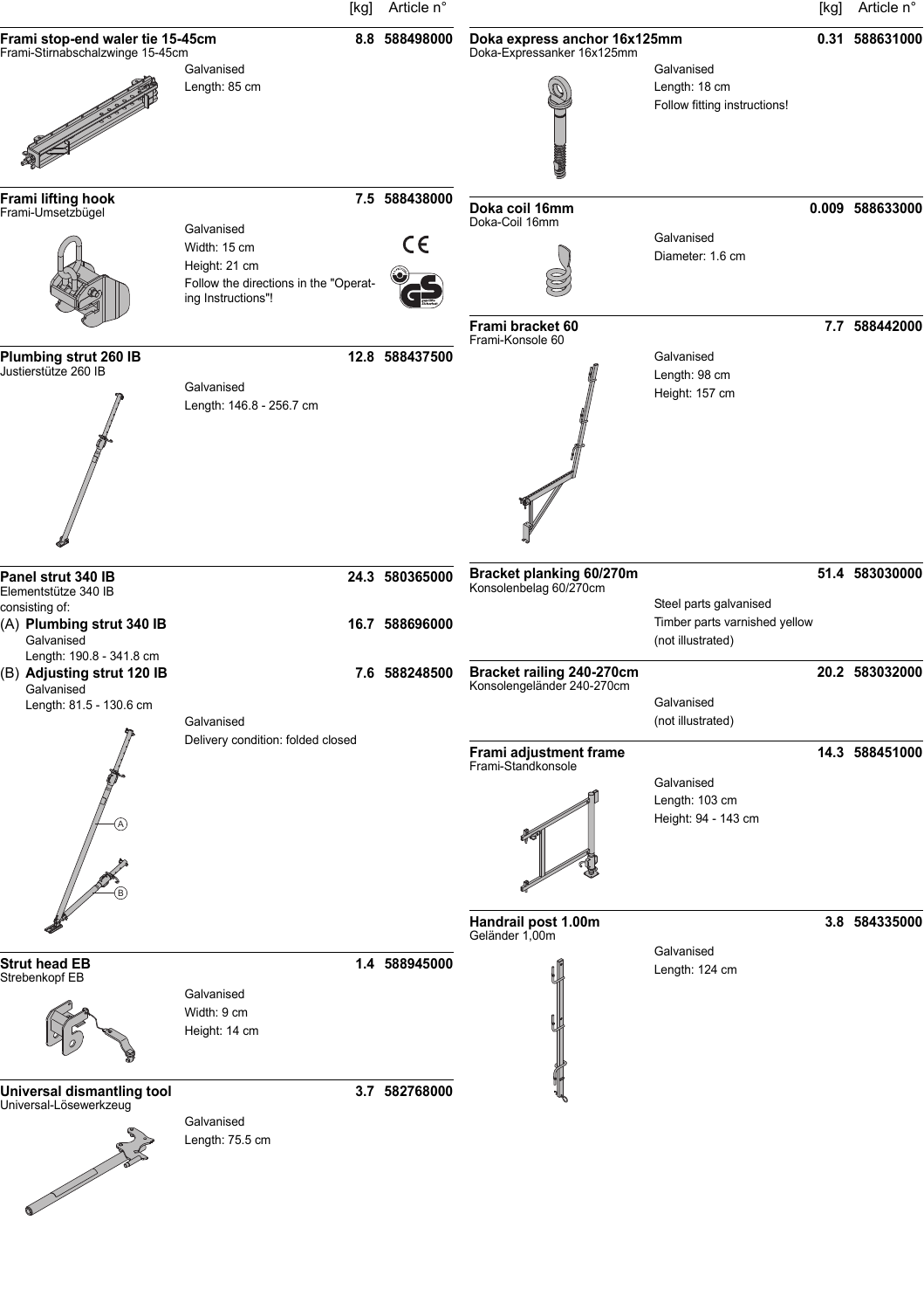| | [kg] | Article n° |
|---|---|---|
| **Frami stop-end waler tie 15-45cm** Frami-Stirnabschalzwinge 15-45cm | 8.8 | 588498000 |
| **Frami lifting hook** Frami-Umsetzbügel | 7.5 | 588438000 |
| **Plumbing strut 260 IB** Justierstütze 260 IB | 12.8 | 588437500 |
| **Panel strut 340 IB** Elementstütze 340 IB | 24.3 | 580365000 |
| (A) **Plumbing strut 340 IB** | 16.7 | 588696000 |
| (B) **Adjusting strut 120 IB** | 7.6 | 588248500 |
| **Strut head EB** Strebenkopf EB | 1.4 | 588945000 |
| **Universal dismantling tool** Universal-Lösewerkzeug | 3.7 | 582768000 |
| **Doka express anchor 16x125mm** Doka-Expressanker 16x125mm | 0.31 | 588631000 |
| **Doka coil 16mm** Doka-Coil 16mm | 0.009 | 588633000 |
| **Frami bracket 60** Frami-Konsole 60 | 7.7 | 588442000 |
| **Bracket planking 60/270m** Konsolenbelag 60/270cm | 51.4 | 583030000 |
| **Bracket railing 240-270cm** Konsolengeländer 240-270cm | 20.2 | 583032000 |
| **Frami adjustment frame** Frami-Standkonsole | 14.3 | 588451000 |
| **Handrail post 1.00m** Geländer 1,00m | 3.8 | 584335000 |

**Frami stop-end waler tie 15-45cm**
Frami-Stirnabschalzwinge 15-45cm

Galvanised
Length: 85 cm

**Frami lifting hook**
Frami-Umsetzbügel

Galvanised
Width: 15 cm
Height: 21 cm
Follow the directions in the "Operating Instructions"!

**Plumbing strut 260 IB**
Justierstütze 260 IB

Galvanised
Length: 146.8 - 256.7 cm

**Panel strut 340 IB**
Elementstütze 340 IB
consisting of:

(A) **Plumbing strut 340 IB**
Galvanised
Length: 190.8 - 341.8 cm

(B) **Adjusting strut 120 IB**
Galvanised
Length: 81.5 - 130.6 cm

Galvanised
Delivery condition: folded closed

**Strut head EB**
Strebenkopf EB

Galvanised
Width: 9 cm
Height: 14 cm

**Universal dismantling tool**
Universal-Lösewerkzeug

Galvanised
Length: 75.5 cm

**Doka express anchor 16x125mm**
Doka-Expressanker 16x125mm

Galvanised
Length: 18 cm
Follow fitting instructions!

**Doka coil 16mm**
Doka-Coil 16mm

Galvanised
Diameter: 1.6 cm

**Frami bracket 60**
Frami-Konsole 60

Galvanised
Length: 98 cm
Height: 157 cm

**Bracket planking 60/270m**
Konsolenbelag 60/270cm

Steel parts galvanised
Timber parts varnished yellow
(not illustrated)

**Bracket railing 240-270cm**
Konsolengeländer 240-270cm

Galvanised
(not illustrated)

**Frami adjustment frame**
Frami-Standkonsole

Galvanised
Length: 103 cm
Height: 94 - 143 cm

**Handrail post 1.00m**
Geländer 1,00m

Galvanised
Length: 124 cm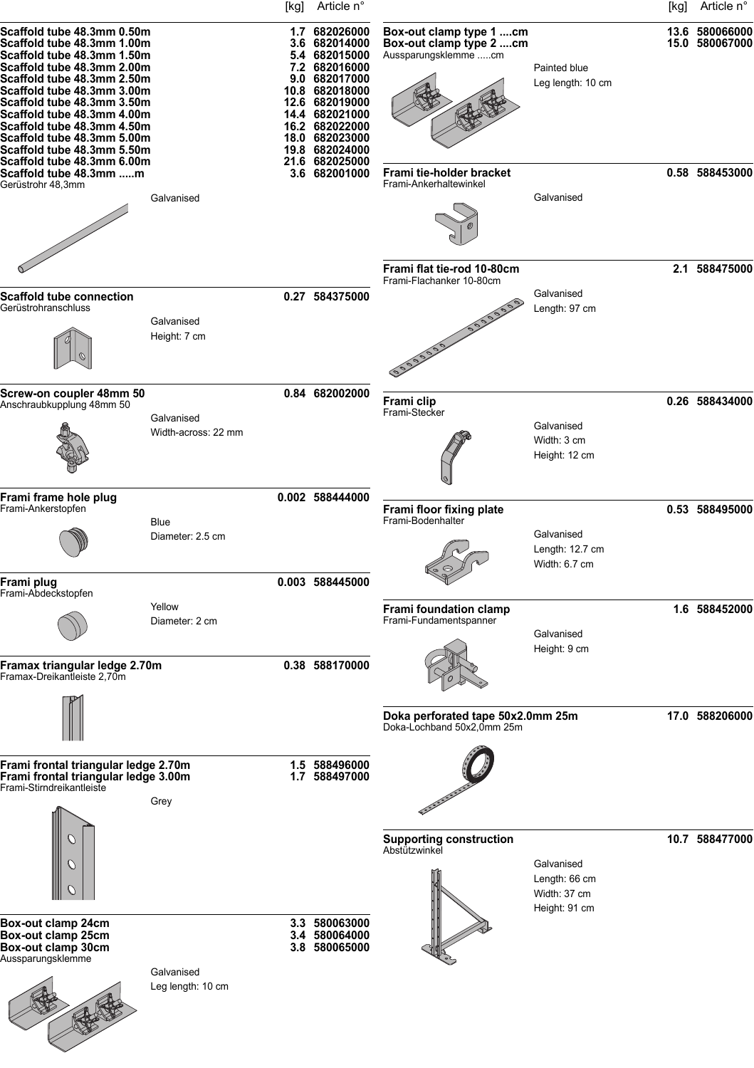| | [kg] | Article n° |
|---|---|---|
| **Scaffold tube 48.3mm 0.50m** | **1.7** | **682026000** |
| **Scaffold tube 48.3mm 1.00m** | **3.6** | **682014000** |
| **Scaffold tube 48.3mm 1.50m** | **5.4** | **682015000** |
| **Scaffold tube 48.3mm 2.00m** | **7.2** | **682016000** |
| **Scaffold tube 48.3mm 2.50m** | **9.0** | **682017000** |
| **Scaffold tube 48.3mm 3.00m** | **10.8** | **682018000** |
| **Scaffold tube 48.3mm 3.50m** | **12.6** | **682019000** |
| **Scaffold tube 48.3mm 4.00m** | **14.4** | **682021000** |
| **Scaffold tube 48.3mm 4.50m** | **16.2** | **682022000** |
| **Scaffold tube 48.3mm 5.00m** | **18.0** | **682023000** |
| **Scaffold tube 48.3mm 5.50m** | **19.8** | **682024000** |
| **Scaffold tube 48.3mm 6.00m** | **21.6** | **682025000** |
| **Scaffold tube 48.3mm .....m** | **3.6** | **682001000** |

Gerüstrohr 48,3mm

Galvanised

| | [kg] | Article n° |
|---|---|---|
| **Scaffold tube connection** | **0.27** | **584375000** |

Gerüstrohranschluss

Galvanised
Height: 7 cm

| | [kg] | Article n° |
|---|---|---|
| **Screw-on coupler 48mm 50** | **0.84** | **682002000** |

Anschraubkupplung 48mm 50

Galvanised
Width-across: 22 mm

| | [kg] | Article n° |
|---|---|---|
| **Frami frame hole plug** | **0.002** | **588444000** |

Frami-Ankerstopfen

Blue
Diameter: 2.5 cm

| | [kg] | Article n° |
|---|---|---|
| **Frami plug** | **0.003** | **588445000** |

Frami-Abdeckstopfen

Yellow
Diameter: 2 cm

| | [kg] | Article n° |
|---|---|---|
| **Framax triangular ledge 2.70m** | **0.38** | **588170000** |

Framax-Dreikantleiste 2,70m

| | [kg] | Article n° |
|---|---|---|
| **Frami frontal triangular ledge 2.70m** | **1.5** | **588496000** |
| **Frami frontal triangular ledge 3.00m** | **1.7** | **588497000** |

Frami-Stirndreikantleiste

Grey

| | [kg] | Article n° |
|---|---|---|
| **Box-out clamp 24cm** | **3.3** | **580063000** |
| **Box-out clamp 25cm** | **3.4** | **580064000** |
| **Box-out clamp 30cm** | **3.8** | **580065000** |

Aussparungsklemme

Galvanised
Leg length: 10 cm

| | [kg] | Article n° |
|---|---|---|
| **Box-out clamp type 1 ....cm** | **13.6** | **580066000** |
| **Box-out clamp type 2 ....cm** | **15.0** | **580067000** |

Aussparungsklemme .....cm

Painted blue
Leg length: 10 cm

| | [kg] | Article n° |
|---|---|---|
| **Frami tie-holder bracket** | **0.58** | **588453000** |

Frami-Ankerhaltewinkel

Galvanised

| | [kg] | Article n° |
|---|---|---|
| **Frami flat tie-rod 10-80cm** | **2.1** | **588475000** |

Frami-Flachanker 10-80cm

Galvanised
Length: 97 cm

| | [kg] | Article n° |
|---|---|---|
| **Frami clip** | **0.26** | **588434000** |

Frami-Stecker

Galvanised
Width: 3 cm
Height: 12 cm

| | [kg] | Article n° |
|---|---|---|
| **Frami floor fixing plate** | **0.53** | **588495000** |

Frami-Bodenhalter

Galvanised
Length: 12.7 cm
Width: 6.7 cm

| | [kg] | Article n° |
|---|---|---|
| **Frami foundation clamp** | **1.6** | **588452000** |

Frami-Fundamentspanner

Galvanised
Height: 9 cm

| | [kg] | Article n° |
|---|---|---|
| **Doka perforated tape 50x2.0mm 25m** | **17.0** | **588206000** |

Doka-Lochband 50x2,0mm 25m

| | [kg] | Article n° |
|---|---|---|
| **Supporting construction** | **10.7** | **588477000** |

Abstützwinkel

Galvanised
Length: 66 cm
Width: 37 cm
Height: 91 cm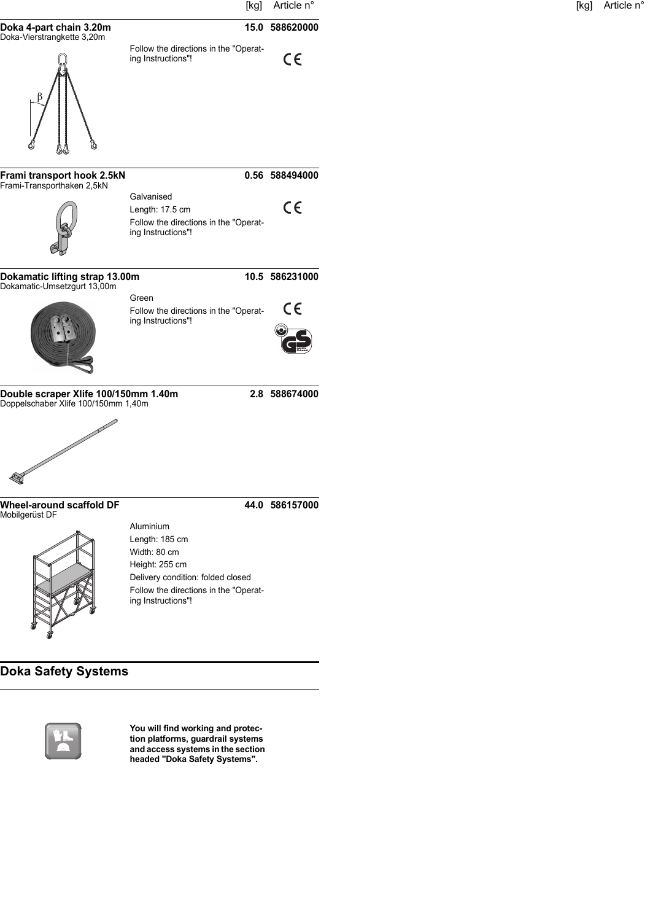| | [kg] | Article n° |
|---|---|---|

**Doka 4-part chain 3.20m** — 15.0 — 588620000
Doka-Vierstrangkette 3,20m

β

Follow the directions in the "Operating Instructions"!

**Frami transport hook 2.5kN** — 0.56 — 588494000
Frami-Transporthaken 2,5kN

Galvanised
Length: 17.5 cm
Follow the directions in the "Operating Instructions"!

**Dokamatic lifting strap 13.00m** — 10.5 — 586231000
Dokamatic-Umsetzgurt 13,00m

Green
Follow the directions in the "Operating Instructions"!

**Double scraper Xlife 100/150mm 1.40m** — 2.8 — 588674000
Doppelschaber Xlife 100/150mm 1,40m

**Wheel-around scaffold DF** — 44.0 — 586157000
Mobilgerüst DF

Aluminium
Length: 185 cm
Width: 80 cm
Height: 255 cm
Delivery condition: folded closed
Follow the directions in the "Operating Instructions"!

## Doka Safety Systems

**You will find working and protection platforms, guardrail systems and access systems in the section headed "Doka Safety Systems".**